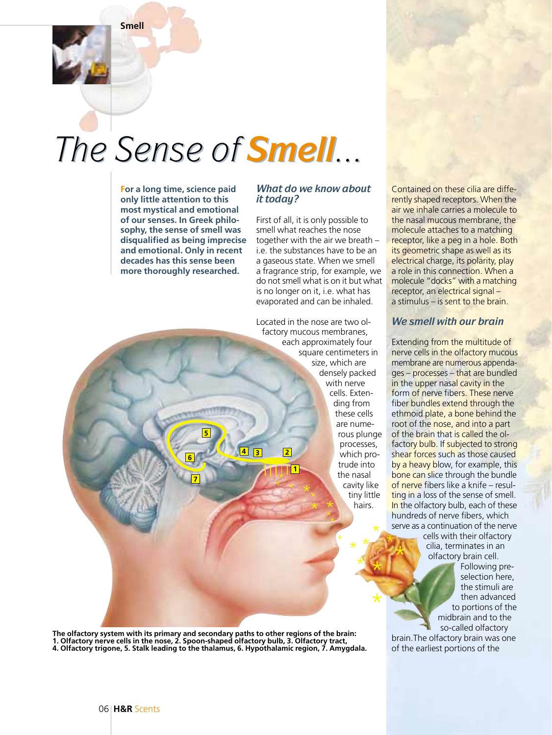# The Sense of Smell...

**For a long time, science paid only little attention to this most mystical and emotional of our senses. In Greek philosophy, the sense of smell was disqualified as being imprecise and emotional. Only in recent decades has this sense been more thoroughly researched.**

## *What do we know about it today?*

First of all, it is only possible to smell what reaches the nose together with the air we breath – i.e. the substances have to be in a gaseous state. When we smell a fragrance strip, for example, we do not smell what is on it but what is no longer on it, i.e. what has evaporated and can be inhaled.

Located in the nose are two olfactory mucous membranes, each approximately four square centimeters in size, which are densely packed with nerve cells. Extending from these cells are numerous plunge processes, which protrude into the nasal cavity like tiny little hairs.

Contained on these cilia are differently shaped receptors. When the air we inhale carries a molecule to the nasal mucous membrane, the molecule attaches to a matching receptor, like a peg in a hole. Both its geometric shape as well as its electrical charge, its polarity, play a role in this connection. When a molecule "docks" with a matching receptor, an electrical signal – a stimulus – is sent to the brain.

## *We smell with our brain*

Extending from the multitude of nerve cells in the olfactory mucous membrane are numerous appendages – processes – that are bundled in the upper nasal cavity in the form of nerve fibers. These nerve fiber bundles extend through the ethmoid plate, a bone behind the root of the nose, and into a part of the brain that is called the olfactory bulb. If subjected to strong shear forces such as those caused by a heavy blow, for example, this bone can slice through the bundle of nerve fibers like a knife – resulting in a loss of the sense of smell. In the olfactory bulb, each of these hundreds of nerve fibers, which serve as a continuation of the nerve cells with their olfactory cilia, terminates in an olfactory brain cell. Following preselection here, the stimuli are then advanced to portions of the midbrain and to the so-called olfactory brain. The olfactory brain was one of the earliest portions of the

**The olfactory system with its primary and secondary paths to other regions of the brain: 1. Olfactory nerve cells in the nose, 2. Spoon-shaped olfactory bulb, 3. Olfactory tract, 4. Olfactory trigone, 5. Stalk leading to the thalamus, 6. Hypothalamic region, 7. Amygdala.**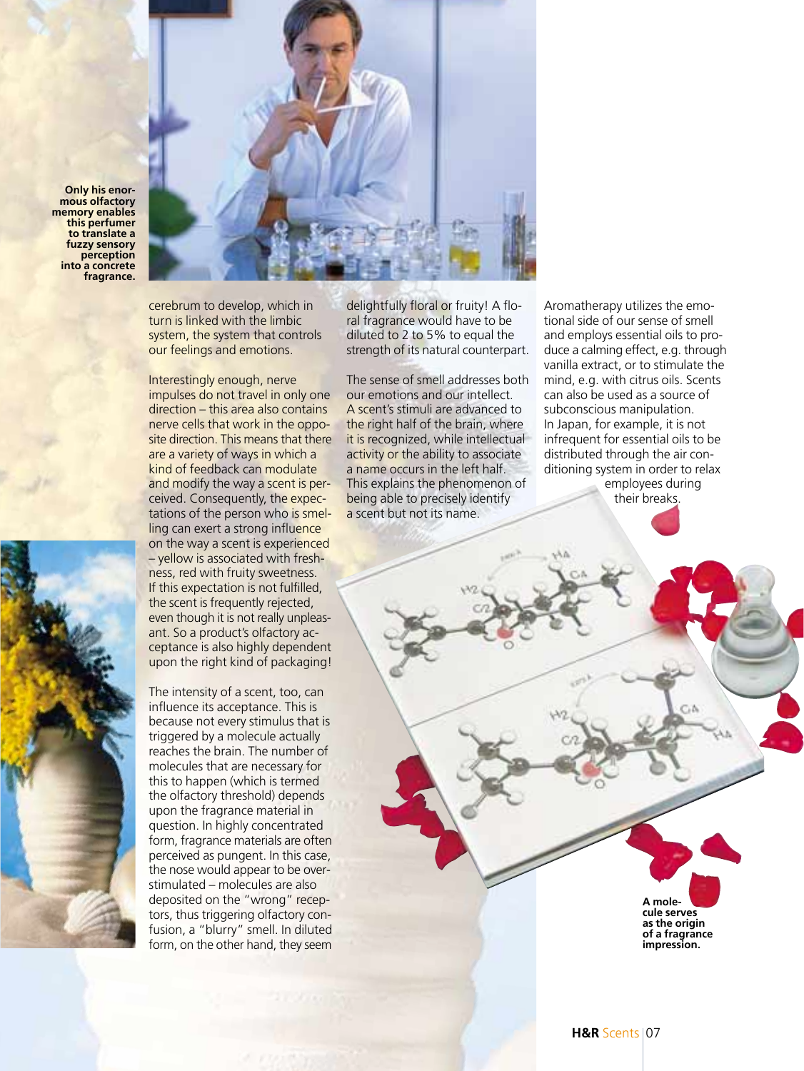**Only his enormous olfactory memory enables this perfumer to translate a fuzzy sensory perception into a concrete fragrance.**

cerebrum to develop, which in turn is linked with the limbic system, the system that controls our feelings and emotions.

Interestingly enough, nerve impulses do not travel in only one direction – this area also contains nerve cells that work in the opposite direction. This means that there are a variety of ways in which a kind of feedback can modulate and modify the way a scent is perceived. Consequently, the expectations of the person who is smelling can exert a strong influence on the way a scent is experienced – yellow is associated with freshness, red with fruity sweetness. If this expectation is not fulfilled, the scent is frequently rejected, even though it is not really unpleasant. So a product's olfactory acceptance is also highly dependent upon the right kind of packaging!

The intensity of a scent, too, can influence its acceptance. This is because not every stimulus that is triggered by a molecule actually reaches the brain. The number of molecules that are necessary for this to happen (which is termed the olfactory threshold) depends upon the fragrance material in question. In highly concentrated form, fragrance materials are often perceived as pungent. In this case, the nose would appear to be overstimulated – molecules are also deposited on the "wrong" receptors, thus triggering olfactory confusion, a "blurry" smell. In diluted form, on the other hand, they seem delightfully floral or fruity! A floral fragrance would have to be diluted to 2 to 5% to equal the strength of its natural counterpart.

The sense of smell addresses both our emotions and our intellect. A scent's stimuli are advanced to the right half of the brain, where it is recognized, while intellectual activity or the ability to associate a name occurs in the left half. This explains the phenomenon of being able to precisely identify a scent but not its name.

Aromatherapy utilizes the emotional side of our sense of smell and employs essential oils to produce a calming effect, e.g. through vanilla extract, or to stimulate the mind, e.g. with citrus oils. Scents can also be used as a source of subconscious manipulation. In Japan, for example, it is not infrequent for essential oils to be distributed through the air conditioning system in order to relax employees during their breaks.

**A molecule serves as the origin of a fragrance impression.**